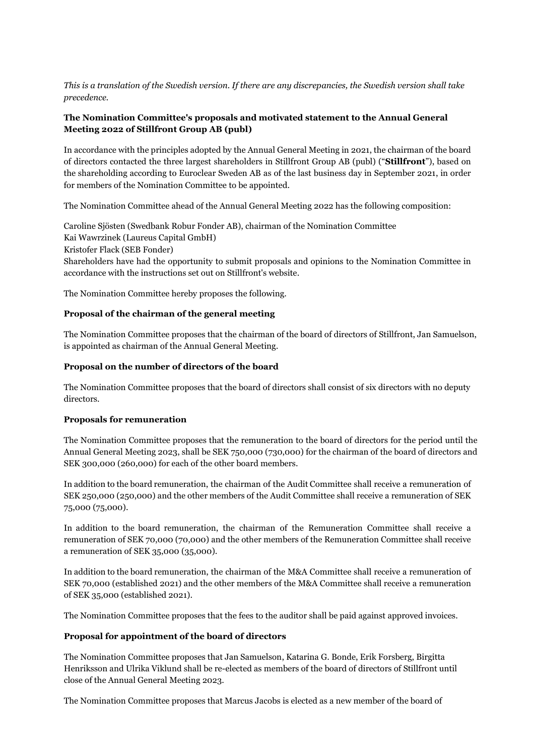*This is a translation of the Swedish version. If there are any discrepancies, the Swedish version shall take precedence.*

**The Nomination Committee's proposals and motivated statement to the Annual General Meeting 2022 of Stillfront Group AB (publ)**

In accordance with the principles adopted by the Annual General Meeting in 2021, the chairman of the board of directors contacted the three largest shareholders in Stillfront Group AB (publ) ("**Stillfront**"), based on the shareholding according to Euroclear Sweden AB as of the last business day in September 2021, in order for members of the Nomination Committee to be appointed.

The Nomination Committee ahead of the Annual General Meeting 2022 has the following composition:

Caroline Sjösten (Swedbank Robur Fonder AB), chairman of the Nomination Committee
Kai Wawrzinek (Laureus Capital GmbH)
Kristofer Flack (SEB Fonder)
Shareholders have had the opportunity to submit proposals and opinions to the Nomination Committee in accordance with the instructions set out on Stillfront's website.

The Nomination Committee hereby proposes the following.

**Proposal of the chairman of the general meeting**

The Nomination Committee proposes that the chairman of the board of directors of Stillfront, Jan Samuelson, is appointed as chairman of the Annual General Meeting.

**Proposal on the number of directors of the board**

The Nomination Committee proposes that the board of directors shall consist of six directors with no deputy directors.

**Proposals for remuneration**

The Nomination Committee proposes that the remuneration to the board of directors for the period until the Annual General Meeting 2023, shall be SEK 750,000 (730,000) for the chairman of the board of directors and SEK 300,000 (260,000) for each of the other board members.

In addition to the board remuneration, the chairman of the Audit Committee shall receive a remuneration of SEK 250,000 (250,000) and the other members of the Audit Committee shall receive a remuneration of SEK 75,000 (75,000).

In addition to the board remuneration, the chairman of the Remuneration Committee shall receive a remuneration of SEK 70,000 (70,000) and the other members of the Remuneration Committee shall receive a remuneration of SEK 35,000 (35,000).

In addition to the board remuneration, the chairman of the M&A Committee shall receive a remuneration of SEK 70,000 (established 2021) and the other members of the M&A Committee shall receive a remuneration of SEK 35,000 (established 2021).

The Nomination Committee proposes that the fees to the auditor shall be paid against approved invoices.

**Proposal for appointment of the board of directors**

The Nomination Committee proposes that Jan Samuelson, Katarina G. Bonde, Erik Forsberg, Birgitta Henriksson and Ulrika Viklund shall be re-elected as members of the board of directors of Stillfront until close of the Annual General Meeting 2023.

The Nomination Committee proposes that Marcus Jacobs is elected as a new member of the board of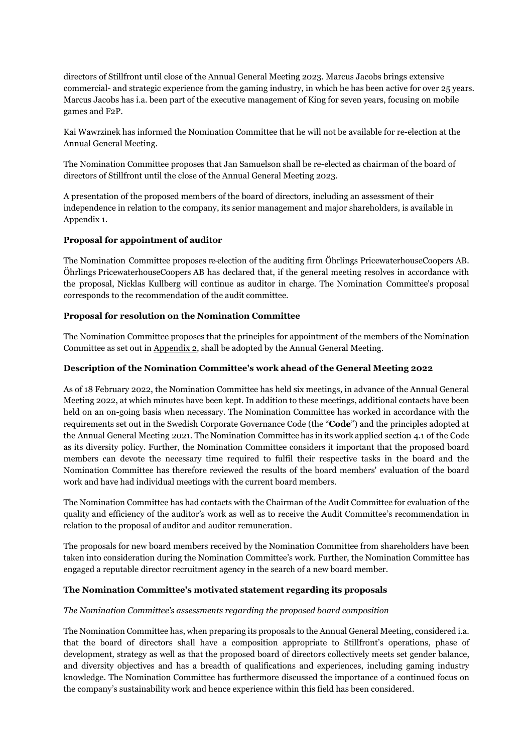directors of Stillfront until close of the Annual General Meeting 2023. Marcus Jacobs brings extensive commercial- and strategic experience from the gaming industry, in which he has been active for over 25 years. Marcus Jacobs has i.a. been part of the executive management of King for seven years, focusing on mobile games and F2P.

Kai Wawrzinek has informed the Nomination Committee that he will not be available for re-election at the Annual General Meeting.

The Nomination Committee proposes that Jan Samuelson shall be re-elected as chairman of the board of directors of Stillfront until the close of the Annual General Meeting 2023.

A presentation of the proposed members of the board of directors, including an assessment of their independence in relation to the company, its senior management and major shareholders, is available in Appendix 1.

**Proposal for appointment of auditor**

The Nomination Committee proposes re-election of the auditing firm Öhrlings PricewaterhouseCoopers AB. Öhrlings PricewaterhouseCoopers AB has declared that, if the general meeting resolves in accordance with the proposal, Nicklas Kullberg will continue as auditor in charge. The Nomination Committee's proposal corresponds to the recommendation of the audit committee.

**Proposal for resolution on the Nomination Committee**

The Nomination Committee proposes that the principles for appointment of the members of the Nomination Committee as set out in Appendix 2, shall be adopted by the Annual General Meeting.

**Description of the Nomination Committee's work ahead of the General Meeting 2022**

As of 18 February 2022, the Nomination Committee has held six meetings, in advance of the Annual General Meeting 2022, at which minutes have been kept. In addition to these meetings, additional contacts have been held on an on-going basis when necessary. The Nomination Committee has worked in accordance with the requirements set out in the Swedish Corporate Governance Code (the "**Code**") and the principles adopted at the Annual General Meeting 2021. The Nomination Committee has in its work applied section 4.1 of the Code as its diversity policy. Further, the Nomination Committee considers it important that the proposed board members can devote the necessary time required to fulfil their respective tasks in the board and the Nomination Committee has therefore reviewed the results of the board members' evaluation of the board work and have had individual meetings with the current board members.

The Nomination Committee has had contacts with the Chairman of the Audit Committee for evaluation of the quality and efficiency of the auditor's work as well as to receive the Audit Committee's recommendation in relation to the proposal of auditor and auditor remuneration.

The proposals for new board members received by the Nomination Committee from shareholders have been taken into consideration during the Nomination Committee's work. Further, the Nomination Committee has engaged a reputable director recruitment agency in the search of a new board member.

**The Nomination Committee's motivated statement regarding its proposals**

*The Nomination Committee's assessments regarding the proposed board composition*

The Nomination Committee has, when preparing its proposals to the Annual General Meeting, considered i.a. that the board of directors shall have a composition appropriate to Stillfront's operations, phase of development, strategy as well as that the proposed board of directors collectively meets set gender balance, and diversity objectives and has a breadth of qualifications and experiences, including gaming industry knowledge. The Nomination Committee has furthermore discussed the importance of a continued focus on the company's sustainability work and hence experience within this field has been considered.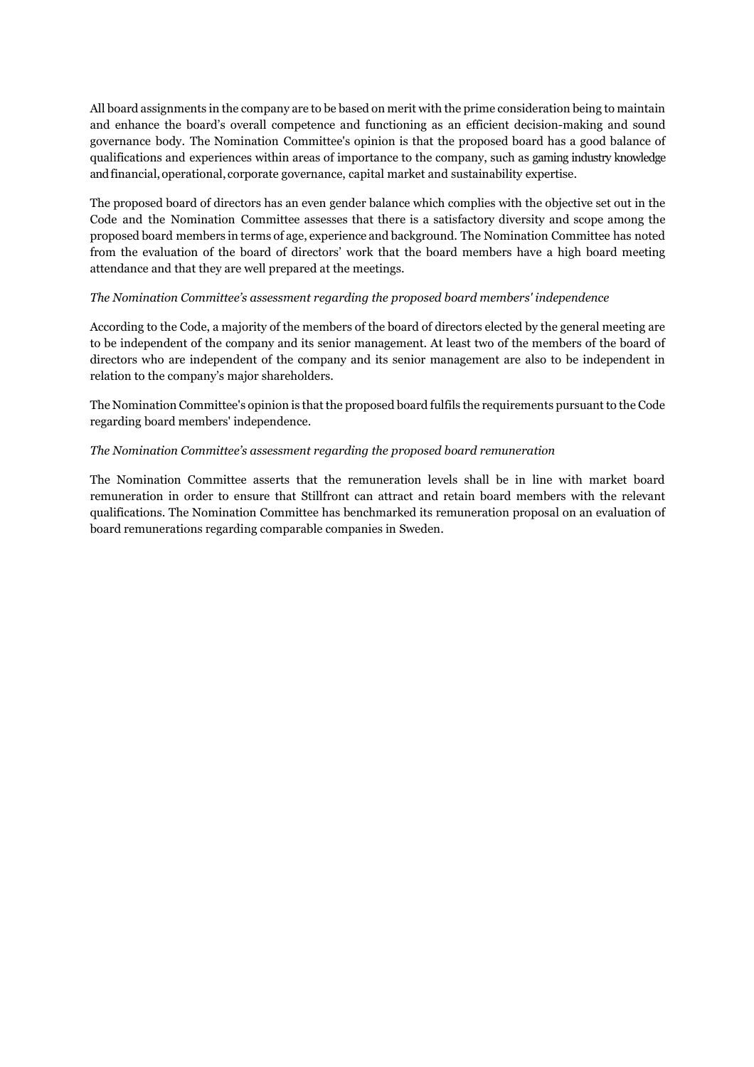All board assignments in the company are to be based on merit with the prime consideration being to maintain and enhance the board's overall competence and functioning as an efficient decision-making and sound governance body. The Nomination Committee's opinion is that the proposed board has a good balance of qualifications and experiences within areas of importance to the company, such as gaming industry knowledge and financial, operational, corporate governance, capital market and sustainability expertise.

The proposed board of directors has an even gender balance which complies with the objective set out in the Code and the Nomination Committee assesses that there is a satisfactory diversity and scope among the proposed board members in terms of age, experience and background. The Nomination Committee has noted from the evaluation of the board of directors' work that the board members have a high board meeting attendance and that they are well prepared at the meetings.

*The Nomination Committee's assessment regarding the proposed board members' independence*

According to the Code, a majority of the members of the board of directors elected by the general meeting are to be independent of the company and its senior management. At least two of the members of the board of directors who are independent of the company and its senior management are also to be independent in relation to the company's major shareholders.

The Nomination Committee's opinion is that the proposed board fulfils the requirements pursuant to the Code regarding board members' independence.

*The Nomination Committee's assessment regarding the proposed board remuneration*

The Nomination Committee asserts that the remuneration levels shall be in line with market board remuneration in order to ensure that Stillfront can attract and retain board members with the relevant qualifications. The Nomination Committee has benchmarked its remuneration proposal on an evaluation of board remunerations regarding comparable companies in Sweden.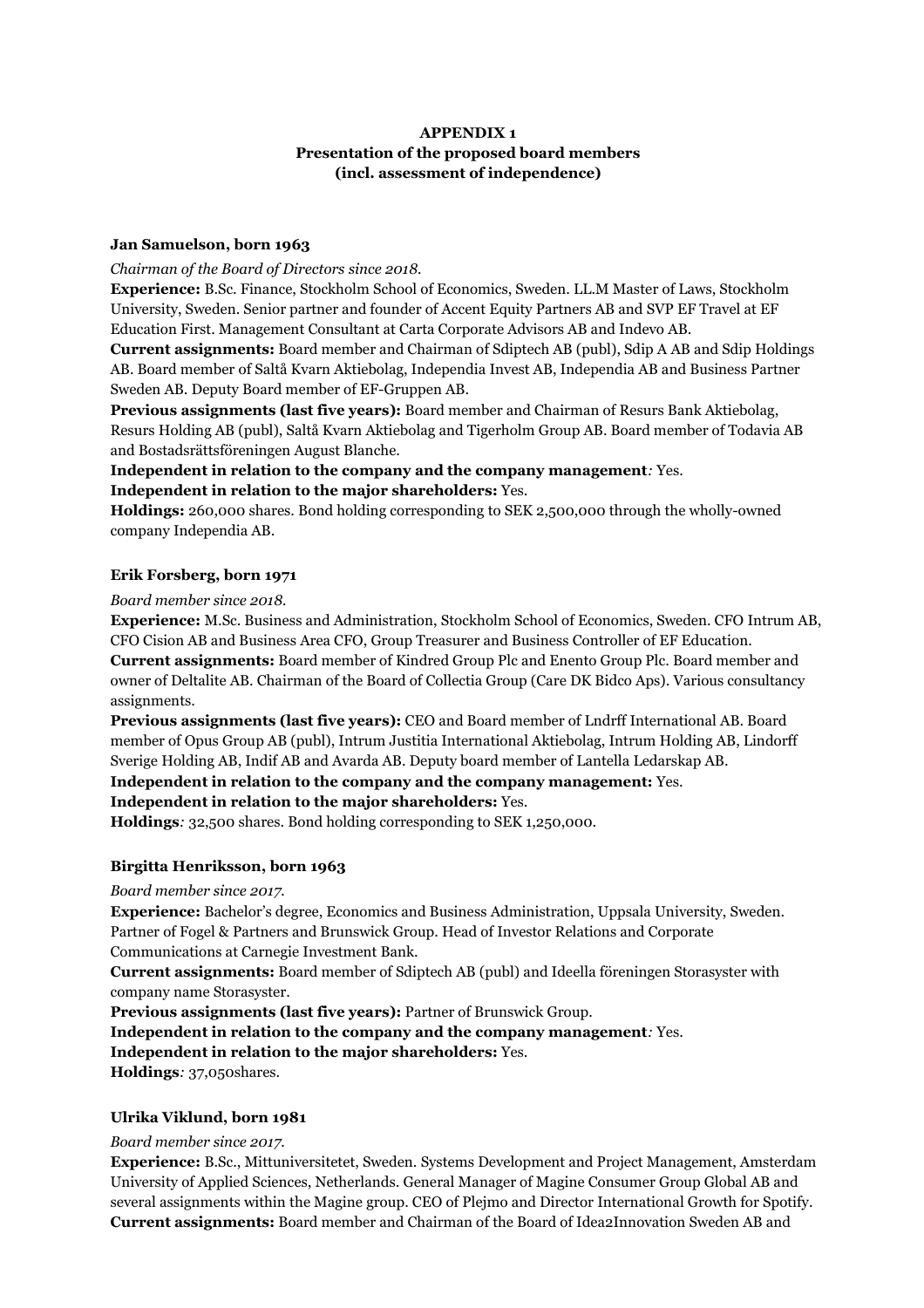**APPENDIX 1**
**Presentation of the proposed board members**
**(incl. assessment of independence)**

**Jan Samuelson, born 1963**

*Chairman of the Board of Directors since 2018.*

**Experience:** B.Sc. Finance, Stockholm School of Economics, Sweden. LL.M Master of Laws, Stockholm University, Sweden. Senior partner and founder of Accent Equity Partners AB and SVP EF Travel at EF Education First. Management Consultant at Carta Corporate Advisors AB and Indevo AB.

**Current assignments:** Board member and Chairman of Sdiptech AB (publ), Sdip A AB and Sdip Holdings AB. Board member of Saltå Kvarn Aktiebolag, Independia Invest AB, Independia AB and Business Partner Sweden AB. Deputy Board member of EF-Gruppen AB.

**Previous assignments (last five years):** Board member and Chairman of Resurs Bank Aktiebolag, Resurs Holding AB (publ), Saltå Kvarn Aktiebolag and Tigerholm Group AB. Board member of Todavia AB and Bostadsrättsföreningen August Blanche.

**Independent in relation to the company and the company management***:* Yes.

**Independent in relation to the major shareholders:** Yes.

**Holdings:** 260,000 shares. Bond holding corresponding to SEK 2,500,000 through the wholly-owned company Independia AB.

**Erik Forsberg, born 1971**

*Board member since 2018.*

**Experience:** M.Sc. Business and Administration, Stockholm School of Economics, Sweden. CFO Intrum AB, CFO Cision AB and Business Area CFO, Group Treasurer and Business Controller of EF Education.

**Current assignments:** Board member of Kindred Group Plc and Enento Group Plc. Board member and owner of Deltalite AB. Chairman of the Board of Collectia Group (Care DK Bidco Aps). Various consultancy assignments.

**Previous assignments (last five years):** CEO and Board member of Lndrff International AB. Board member of Opus Group AB (publ), Intrum Justitia International Aktiebolag, Intrum Holding AB, Lindorff Sverige Holding AB, Indif AB and Avarda AB. Deputy board member of Lantella Ledarskap AB.

**Independent in relation to the company and the company management:** Yes.

**Independent in relation to the major shareholders:** Yes.

**Holdings***:* 32,500 shares. Bond holding corresponding to SEK 1,250,000.

**Birgitta Henriksson, born 1963**

*Board member since 2017.*

**Experience:** Bachelor's degree, Economics and Business Administration, Uppsala University, Sweden. Partner of Fogel & Partners and Brunswick Group. Head of Investor Relations and Corporate Communications at Carnegie Investment Bank.

**Current assignments:** Board member of Sdiptech AB (publ) and Ideella föreningen Storasyster with company name Storasyster.

**Previous assignments (last five years):** Partner of Brunswick Group.

**Independent in relation to the company and the company management***:* Yes.

**Independent in relation to the major shareholders:** Yes.

**Holdings***:* 37,050shares.

**Ulrika Viklund, born 1981**

*Board member since 2017.*

**Experience:** B.Sc., Mittuniversitetet, Sweden. Systems Development and Project Management, Amsterdam University of Applied Sciences, Netherlands. General Manager of Magine Consumer Group Global AB and several assignments within the Magine group. CEO of Plejmo and Director International Growth for Spotify.

**Current assignments:** Board member and Chairman of the Board of Idea2Innovation Sweden AB and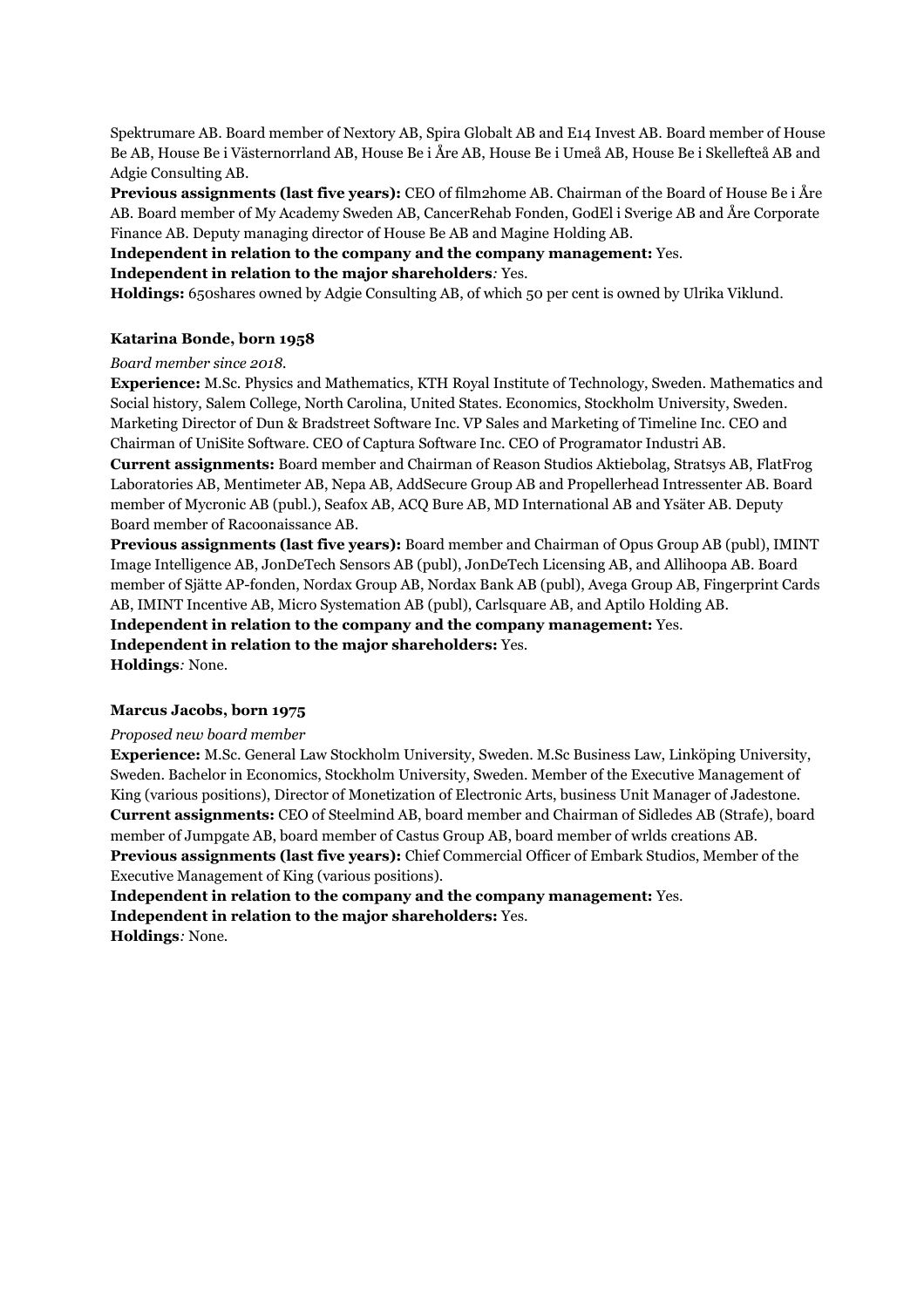Spektrumare AB. Board member of Nextory AB, Spira Globalt AB and E14 Invest AB. Board member of House Be AB, House Be i Västernorrland AB, House Be i Åre AB, House Be i Umeå AB, House Be i Skellefteå AB and Adgie Consulting AB.

**Previous assignments (last five years):** CEO of film2home AB. Chairman of the Board of House Be i Åre AB. Board member of My Academy Sweden AB, CancerRehab Fonden, GodEl i Sverige AB and Åre Corporate Finance AB. Deputy managing director of House Be AB and Magine Holding AB.

**Independent in relation to the company and the company management:** Yes.

**Independent in relation to the major shareholders***:* Yes.

**Holdings:** 650shares owned by Adgie Consulting AB, of which 50 per cent is owned by Ulrika Viklund.

**Katarina Bonde, born 1958**

*Board member since 2018.*

**Experience:** M.Sc. Physics and Mathematics, KTH Royal Institute of Technology, Sweden. Mathematics and Social history, Salem College, North Carolina, United States. Economics, Stockholm University, Sweden. Marketing Director of Dun & Bradstreet Software Inc. VP Sales and Marketing of Timeline Inc. CEO and Chairman of UniSite Software. CEO of Captura Software Inc. CEO of Programator Industri AB.

**Current assignments:** Board member and Chairman of Reason Studios Aktiebolag, Stratsys AB, FlatFrog Laboratories AB, Mentimeter AB, Nepa AB, AddSecure Group AB and Propellerhead Intressenter AB. Board member of Mycronic AB (publ.), Seafox AB, ACQ Bure AB, MD International AB and Ysäter AB. Deputy Board member of Racoonaissance AB.

**Previous assignments (last five years):** Board member and Chairman of Opus Group AB (publ), IMINT Image Intelligence AB, JonDeTech Sensors AB (publ), JonDeTech Licensing AB, and Allihoopa AB. Board member of Sjätte AP-fonden, Nordax Group AB, Nordax Bank AB (publ), Avega Group AB, Fingerprint Cards AB, IMINT Incentive AB, Micro Systemation AB (publ), Carlsquare AB, and Aptilo Holding AB.

**Independent in relation to the company and the company management:** Yes.

**Independent in relation to the major shareholders:** Yes.

**Holdings***:* None.

**Marcus Jacobs, born 1975**

*Proposed new board member*

**Experience:** M.Sc. General Law Stockholm University, Sweden. M.Sc Business Law, Linköping University, Sweden. Bachelor in Economics, Stockholm University, Sweden. Member of the Executive Management of King (various positions), Director of Monetization of Electronic Arts, business Unit Manager of Jadestone.

**Current assignments:** CEO of Steelmind AB, board member and Chairman of Sidledes AB (Strafe), board member of Jumpgate AB, board member of Castus Group AB, board member of wrlds creations AB.

**Previous assignments (last five years):** Chief Commercial Officer of Embark Studios, Member of the Executive Management of King (various positions).

**Independent in relation to the company and the company management:** Yes.

**Independent in relation to the major shareholders:** Yes.

**Holdings***:* None.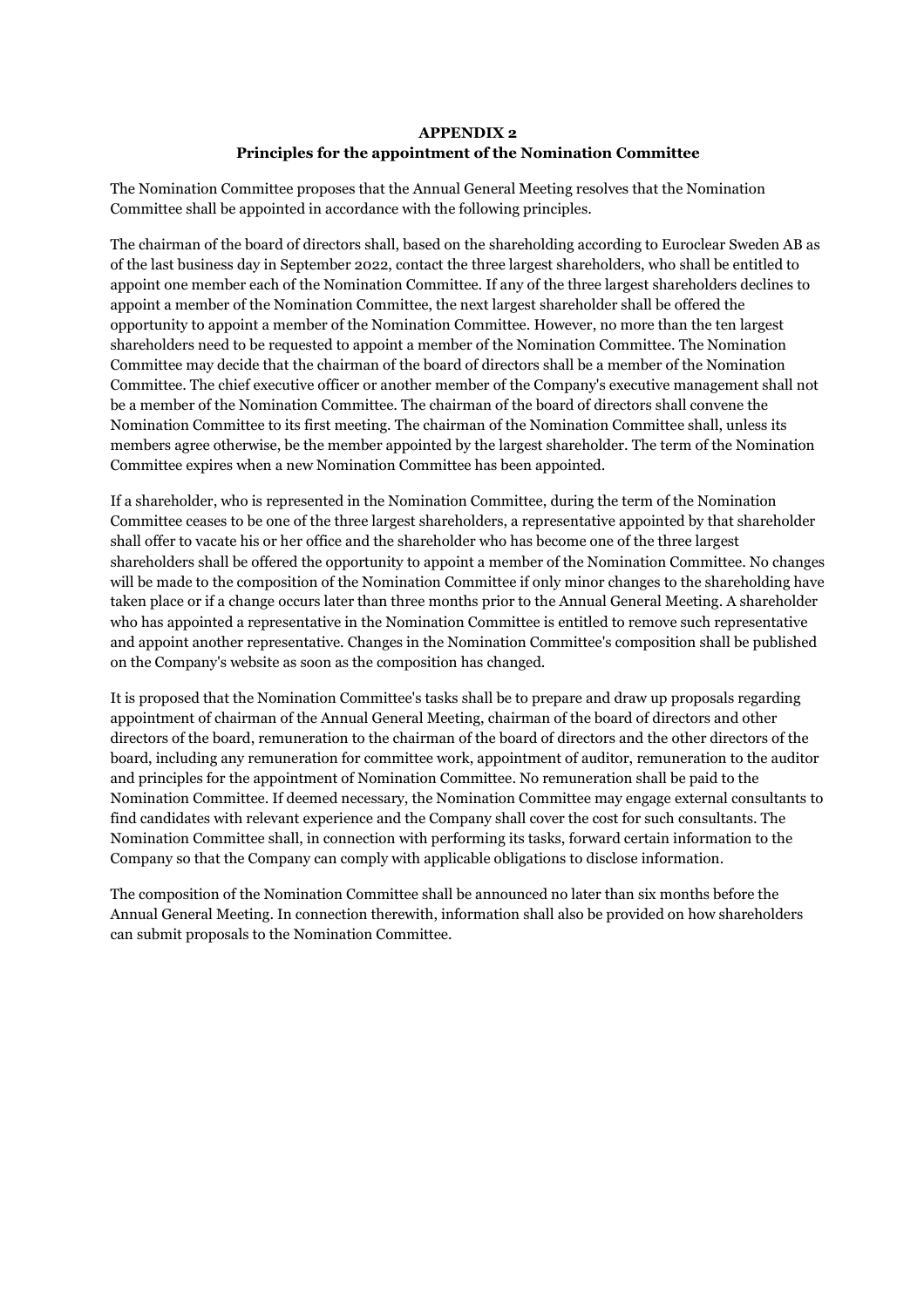**APPENDIX 2**

**Principles for the appointment of the Nomination Committee**

The Nomination Committee proposes that the Annual General Meeting resolves that the Nomination Committee shall be appointed in accordance with the following principles.

The chairman of the board of directors shall, based on the shareholding according to Euroclear Sweden AB as of the last business day in September 2022, contact the three largest shareholders, who shall be entitled to appoint one member each of the Nomination Committee. If any of the three largest shareholders declines to appoint a member of the Nomination Committee, the next largest shareholder shall be offered the opportunity to appoint a member of the Nomination Committee. However, no more than the ten largest shareholders need to be requested to appoint a member of the Nomination Committee. The Nomination Committee may decide that the chairman of the board of directors shall be a member of the Nomination Committee. The chief executive officer or another member of the Company's executive management shall not be a member of the Nomination Committee. The chairman of the board of directors shall convene the Nomination Committee to its first meeting. The chairman of the Nomination Committee shall, unless its members agree otherwise, be the member appointed by the largest shareholder. The term of the Nomination Committee expires when a new Nomination Committee has been appointed.

If a shareholder, who is represented in the Nomination Committee, during the term of the Nomination Committee ceases to be one of the three largest shareholders, a representative appointed by that shareholder shall offer to vacate his or her office and the shareholder who has become one of the three largest shareholders shall be offered the opportunity to appoint a member of the Nomination Committee. No changes will be made to the composition of the Nomination Committee if only minor changes to the shareholding have taken place or if a change occurs later than three months prior to the Annual General Meeting. A shareholder who has appointed a representative in the Nomination Committee is entitled to remove such representative and appoint another representative. Changes in the Nomination Committee's composition shall be published on the Company's website as soon as the composition has changed.

It is proposed that the Nomination Committee's tasks shall be to prepare and draw up proposals regarding appointment of chairman of the Annual General Meeting, chairman of the board of directors and other directors of the board, remuneration to the chairman of the board of directors and the other directors of the board, including any remuneration for committee work, appointment of auditor, remuneration to the auditor and principles for the appointment of Nomination Committee. No remuneration shall be paid to the Nomination Committee. If deemed necessary, the Nomination Committee may engage external consultants to find candidates with relevant experience and the Company shall cover the cost for such consultants. The Nomination Committee shall, in connection with performing its tasks, forward certain information to the Company so that the Company can comply with applicable obligations to disclose information.

The composition of the Nomination Committee shall be announced no later than six months before the Annual General Meeting. In connection therewith, information shall also be provided on how shareholders can submit proposals to the Nomination Committee.